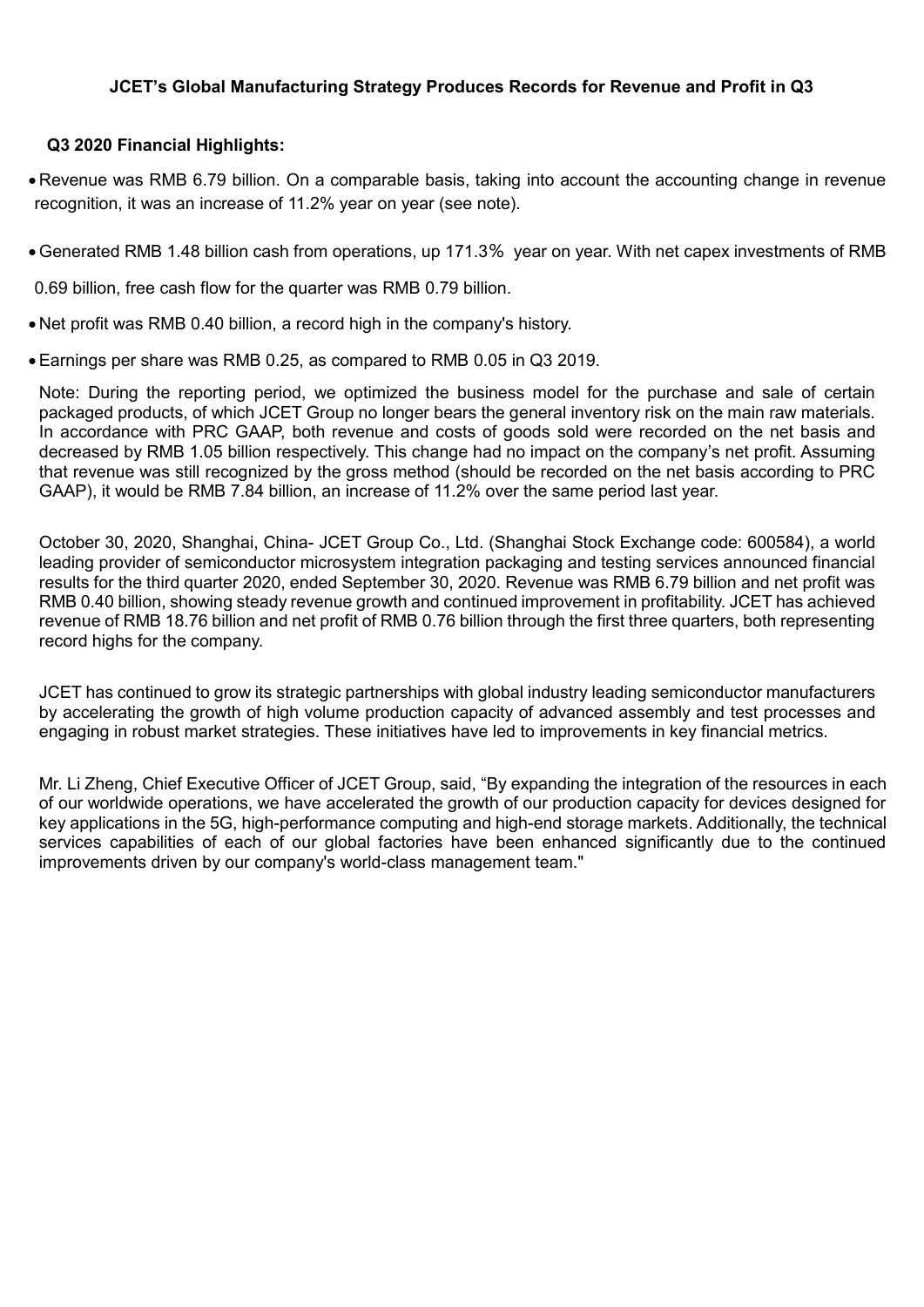# JCET's Global Manufacturing Strategy Produces Records for Revenue and Profit in Q3

## Q3 2020 Financial Highlights:

- Revenue was RMB 6.79 billion. On a comparable basis, taking into account the accounting change in revenue recognition, it was an increase of 11.2% year on year (see note).
- Generated RMB 1.48 billion cash from operations, up 171.3% year on year. With net capex investments of RMB 0.69 billion, free cash flow for the quarter was RMB 0.79 billion.
- Net profit was RMB 0.40 billion, a record high in the company's history.
- Earnings per share was RMB 0.25, as compared to RMB 0.05 in Q3 2019.

Note: During the reporting period, we optimized the business model for the purchase and sale of certain packaged products, of which JCET Group no longer bears the general inventory risk on the main raw materials. In accordance with PRC GAAP, both revenue and costs of goods sold were recorded on the net basis and decreased by RMB 1.05 billion respectively. This change had no impact on the company's net profit. Assuming that revenue was still recognized by the gross method (should be recorded on the net basis according to PRC GAAP), it would be RMB 7.84 billion, an increase of 11.2% over the same period last year.

October 30, 2020, Shanghai, China- JCET Group Co., Ltd. (Shanghai Stock Exchange code: 600584), a world leading provider of semiconductor microsystem integration packaging and testing services announced financial results for the third quarter 2020, ended September 30, 2020. Revenue was RMB 6.79 billion and net profit was RMB 0.40 billion, showing steady revenue growth and continued improvement in profitability. JCET has achieved revenue of RMB 18.76 billion and net profit of RMB 0.76 billion through the first three quarters, both representing record highs for the company.

JCET has continued to grow its strategic partnerships with global industry leading semiconductor manufacturers by accelerating the growth of high volume production capacity of advanced assembly and test processes and engaging in robust market strategies. These initiatives have led to improvements in key financial metrics.

Mr. Li Zheng, Chief Executive Officer of JCET Group, said, "By expanding the integration of the resources in each of our worldwide operations, we have accelerated the growth of our production capacity for devices designed for key applications in the 5G, high-performance computing and high-end storage markets. Additionally, the technical services capabilities of each of our global factories have been enhanced significantly due to the continued improvements driven by our company's world-class management team."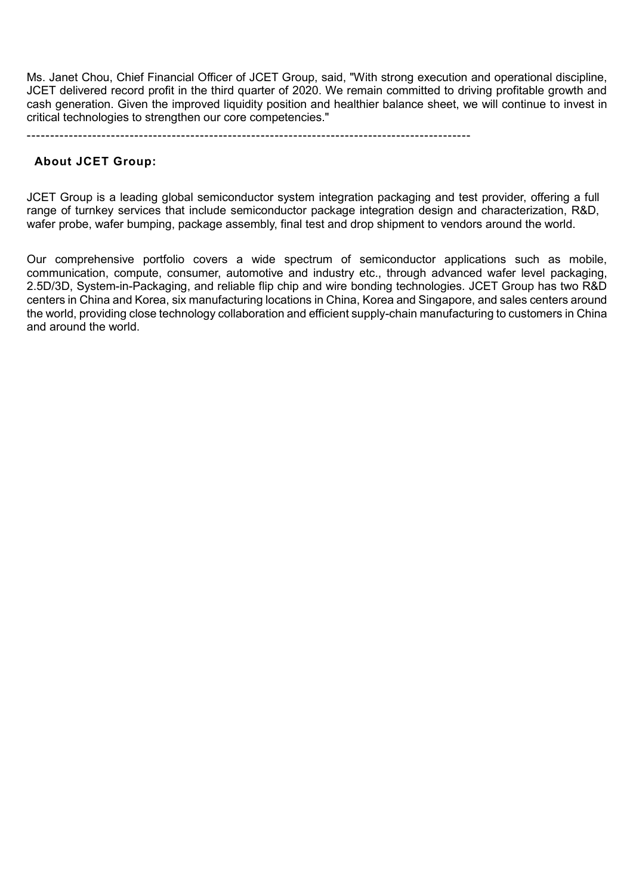Ms. Janet Chou, Chief Financial Officer of JCET Group, said, "With strong execution and operational discipline, JCET delivered record profit in the third quarter of 2020. We remain committed to driving profitable growth and cash generation. Given the improved liquidity position and healthier balance sheet, we will continue to invest in critical technologies to strengthen our core competencies."

---

**About JCET Group:**

JCET Group is a leading global semiconductor system integration packaging and test provider, offering a full range of turnkey services that include semiconductor package integration design and characterization, R&D, wafer probe, wafer bumping, package assembly, final test and drop shipment to vendors around the world.

Our comprehensive portfolio covers a wide spectrum of semiconductor applications such as mobile, communication, compute, consumer, automotive and industry etc., through advanced wafer level packaging, 2.5D/3D, System-in-Packaging, and reliable flip chip and wire bonding technologies. JCET Group has two R&D centers in China and Korea, six manufacturing locations in China, Korea and Singapore, and sales centers around the world, providing close technology collaboration and efficient supply-chain manufacturing to customers in China and around the world.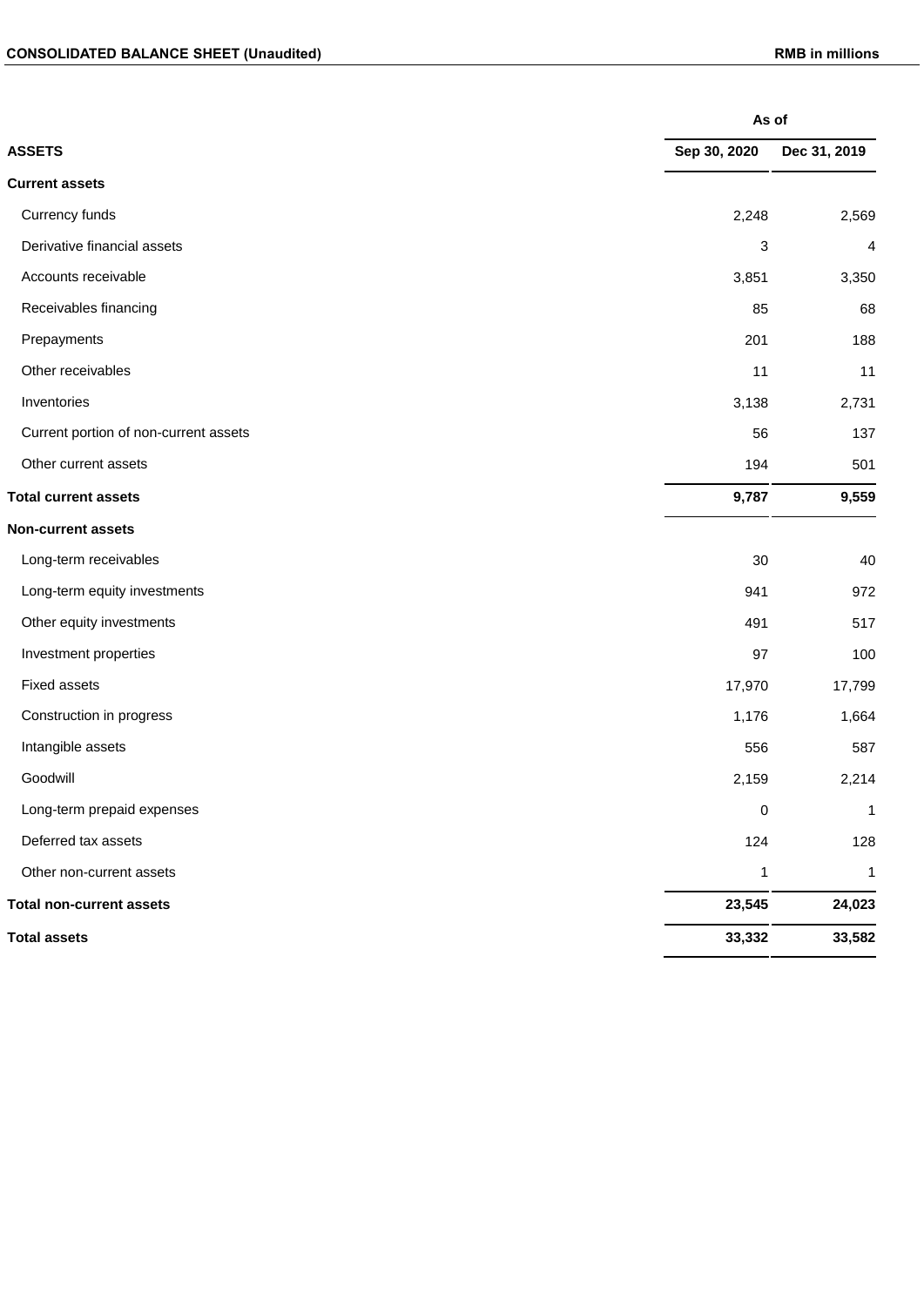**CONSOLIDATED BALANCE SHEET (Unaudited)** **RMB in millions**

| | As of | |
|---|---|---|
| **ASSETS** | **Sep 30, 2020** | **Dec 31, 2019** |
| **Current assets** | | |
| Currency funds | 2,248 | 2,569 |
| Derivative financial assets | 3 | 4 |
| Accounts receivable | 3,851 | 3,350 |
| Receivables financing | 85 | 68 |
| Prepayments | 201 | 188 |
| Other receivables | 11 | 11 |
| Inventories | 3,138 | 2,731 |
| Current portion of non-current assets | 56 | 137 |
| Other current assets | 194 | 501 |
| **Total current assets** | **9,787** | **9,559** |
| **Non-current assets** | | |
| Long-term receivables | 30 | 40 |
| Long-term equity investments | 941 | 972 |
| Other equity investments | 491 | 517 |
| Investment properties | 97 | 100 |
| Fixed assets | 17,970 | 17,799 |
| Construction in progress | 1,176 | 1,664 |
| Intangible assets | 556 | 587 |
| Goodwill | 2,159 | 2,214 |
| Long-term prepaid expenses | 0 | 1 |
| Deferred tax assets | 124 | 128 |
| Other non-current assets | 1 | 1 |
| **Total non-current assets** | **23,545** | **24,023** |
| **Total assets** | **33,332** | **33,582** |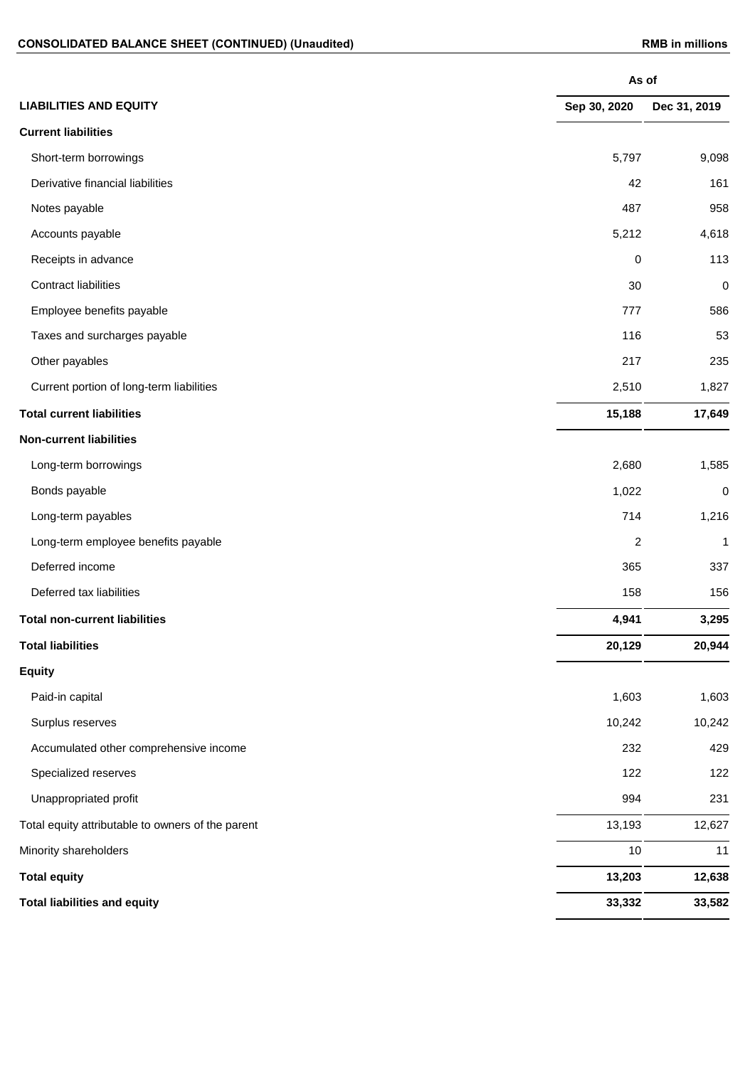**CONSOLIDATED BALANCE SHEET (CONTINUED) (Unaudited)** **RMB in millions**

| LIABILITIES AND EQUITY | As of Sep 30, 2020 | As of Dec 31, 2019 |
|---|---|---|
| **Current liabilities** | | |
| Short-term borrowings | 5,797 | 9,098 |
| Derivative financial liabilities | 42 | 161 |
| Notes payable | 487 | 958 |
| Accounts payable | 5,212 | 4,618 |
| Receipts in advance | 0 | 113 |
| Contract liabilities | 30 | 0 |
| Employee benefits payable | 777 | 586 |
| Taxes and surcharges payable | 116 | 53 |
| Other payables | 217 | 235 |
| Current portion of long-term liabilities | 2,510 | 1,827 |
| **Total current liabilities** | **15,188** | **17,649** |
| **Non-current liabilities** | | |
| Long-term borrowings | 2,680 | 1,585 |
| Bonds payable | 1,022 | 0 |
| Long-term payables | 714 | 1,216 |
| Long-term employee benefits payable | 2 | 1 |
| Deferred income | 365 | 337 |
| Deferred tax liabilities | 158 | 156 |
| **Total non-current liabilities** | **4,941** | **3,295** |
| **Total liabilities** | **20,129** | **20,944** |
| **Equity** | | |
| Paid-in capital | 1,603 | 1,603 |
| Surplus reserves | 10,242 | 10,242 |
| Accumulated other comprehensive income | 232 | 429 |
| Specialized reserves | 122 | 122 |
| Unappropriated profit | 994 | 231 |
| Total equity attributable to owners of the parent | 13,193 | 12,627 |
| Minority shareholders | 10 | 11 |
| **Total equity** | **13,203** | **12,638** |
| **Total liabilities and equity** | **33,332** | **33,582** |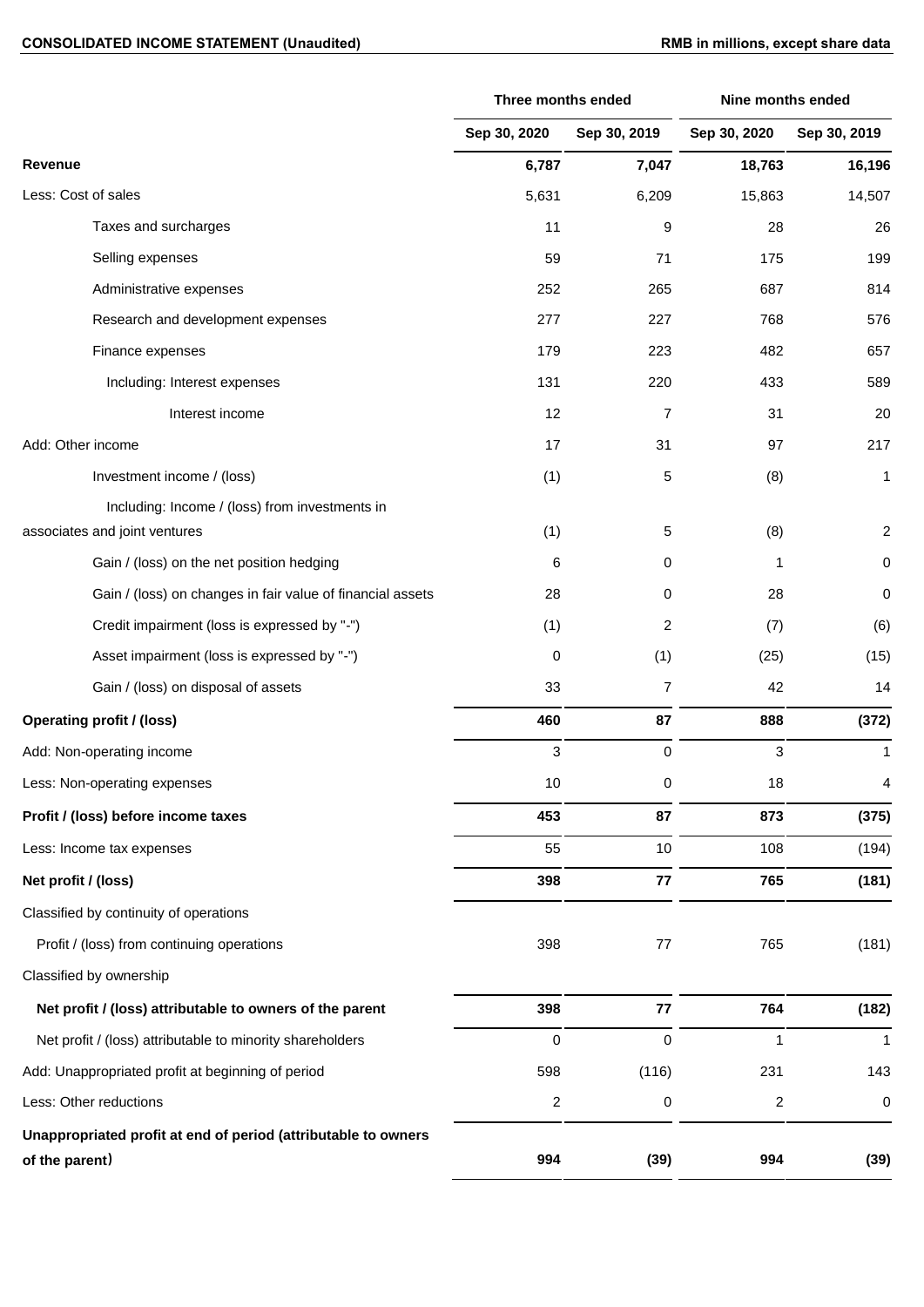**CONSOLIDATED INCOME STATEMENT (Unaudited)** **RMB in millions, except share data**

| | Three months ended | | Nine months ended | |
|---|---|---|---|---|
| | Sep 30, 2020 | Sep 30, 2019 | Sep 30, 2020 | Sep 30, 2019 |
| **Revenue** | **6,787** | **7,047** | **18,763** | **16,196** |
| Less: Cost of sales | 5,631 | 6,209 | 15,863 | 14,507 |
| Taxes and surcharges | 11 | 9 | 28 | 26 |
| Selling expenses | 59 | 71 | 175 | 199 |
| Administrative expenses | 252 | 265 | 687 | 814 |
| Research and development expenses | 277 | 227 | 768 | 576 |
| Finance expenses | 179 | 223 | 482 | 657 |
| Including: Interest expenses | 131 | 220 | 433 | 589 |
| Interest income | 12 | 7 | 31 | 20 |
| Add: Other income | 17 | 31 | 97 | 217 |
| Investment income / (loss) | (1) | 5 | (8) | 1 |
| Including: Income / (loss) from investments in associates and joint ventures | (1) | 5 | (8) | 2 |
| Gain / (loss) on the net position hedging | 6 | 0 | 1 | 0 |
| Gain / (loss) on changes in fair value of financial assets | 28 | 0 | 28 | 0 |
| Credit impairment (loss is expressed by "-") | (1) | 2 | (7) | (6) |
| Asset impairment (loss is expressed by "-") | 0 | (1) | (25) | (15) |
| Gain / (loss) on disposal of assets | 33 | 7 | 42 | 14 |
| **Operating profit / (loss)** | **460** | **87** | **888** | **(372)** |
| Add: Non-operating income | 3 | 0 | 3 | 1 |
| Less: Non-operating expenses | 10 | 0 | 18 | 4 |
| **Profit / (loss) before income taxes** | **453** | **87** | **873** | **(375)** |
| Less: Income tax expenses | 55 | 10 | 108 | (194) |
| **Net profit / (loss)** | **398** | **77** | **765** | **(181)** |
| Classified by continuity of operations | | | | |
| Profit / (loss) from continuing operations | 398 | 77 | 765 | (181) |
| Classified by ownership | | | | |
| **Net profit / (loss) attributable to owners of the parent** | **398** | **77** | **764** | **(182)** |
| Net profit / (loss) attributable to minority shareholders | 0 | 0 | 1 | 1 |
| Add: Unappropriated profit at beginning of period | 598 | (116) | 231 | 143 |
| Less: Other reductions | 2 | 0 | 2 | 0 |
| **Unappropriated profit at end of period (attributable to owners of the parent）** | **994** | **(39)** | **994** | **(39)** |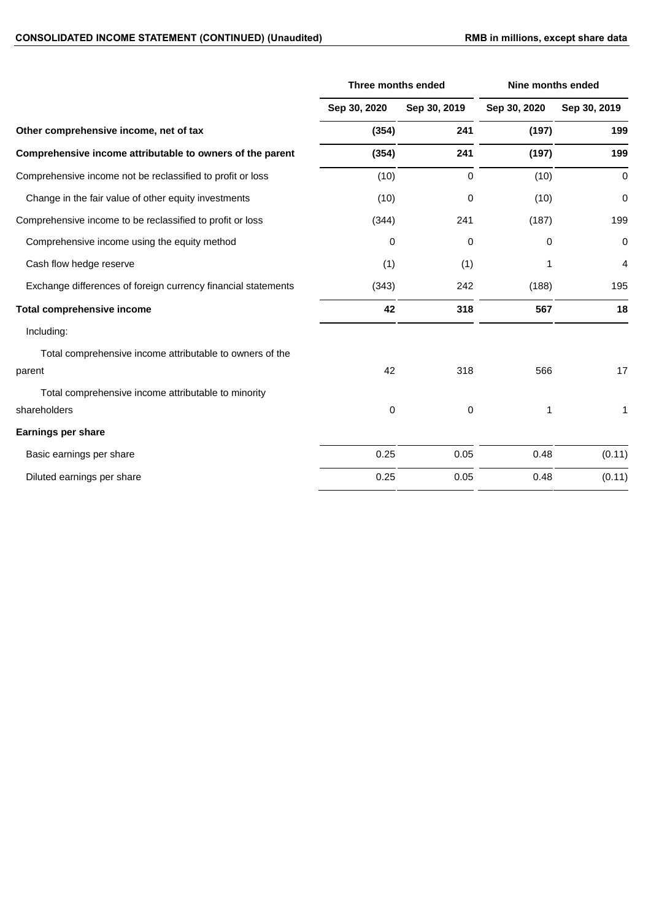**CONSOLIDATED INCOME STATEMENT (CONTINUED) (Unaudited)** **RMB in millions, except share data**

| | Three months ended | | Nine months ended | |
|---|---|---|---|---|
| | Sep 30, 2020 | Sep 30, 2019 | Sep 30, 2020 | Sep 30, 2019 |
| **Other comprehensive income, net of tax** | **(354)** | **241** | **(197)** | **199** |
| **Comprehensive income attributable to owners of the parent** | **(354)** | **241** | **(197)** | **199** |
| Comprehensive income not be reclassified to profit or loss | (10) | 0 | (10) | 0 |
| Change in the fair value of other equity investments | (10) | 0 | (10) | 0 |
| Comprehensive income to be reclassified to profit or loss | (344) | 241 | (187) | 199 |
| Comprehensive income using the equity method | 0 | 0 | 0 | 0 |
| Cash flow hedge reserve | (1) | (1) | 1 | 4 |
| Exchange differences of foreign currency financial statements | (343) | 242 | (188) | 195 |
| **Total comprehensive income** | **42** | **318** | **567** | **18** |
| Including: | | | | |
| Total comprehensive income attributable to owners of the parent | 42 | 318 | 566 | 17 |
| Total comprehensive income attributable to minority shareholders | 0 | 0 | 1 | 1 |
| **Earnings per share** | | | | |
| Basic earnings per share | 0.25 | 0.05 | 0.48 | (0.11) |
| Diluted earnings per share | 0.25 | 0.05 | 0.48 | (0.11) |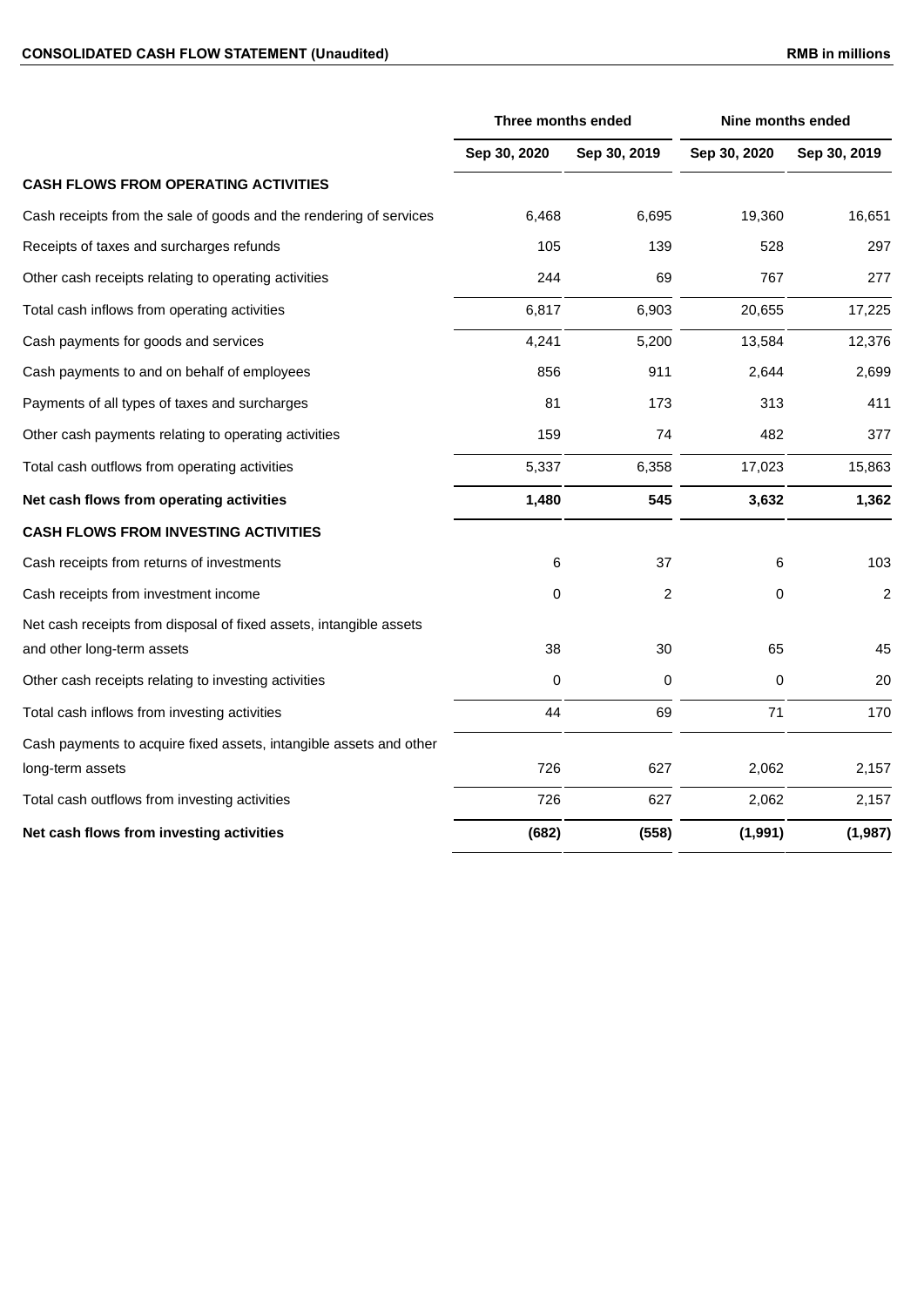**CONSOLIDATED CASH FLOW STATEMENT (Unaudited)** **RMB in millions**

| | Three months ended | | Nine months ended | |
|---|---|---|---|---|
| | Sep 30, 2020 | Sep 30, 2019 | Sep 30, 2020 | Sep 30, 2019 |
| **CASH FLOWS FROM OPERATING ACTIVITIES** | | | | |
| Cash receipts from the sale of goods and the rendering of services | 6,468 | 6,695 | 19,360 | 16,651 |
| Receipts of taxes and surcharges refunds | 105 | 139 | 528 | 297 |
| Other cash receipts relating to operating activities | 244 | 69 | 767 | 277 |
| Total cash inflows from operating activities | 6,817 | 6,903 | 20,655 | 17,225 |
| Cash payments for goods and services | 4,241 | 5,200 | 13,584 | 12,376 |
| Cash payments to and on behalf of employees | 856 | 911 | 2,644 | 2,699 |
| Payments of all types of taxes and surcharges | 81 | 173 | 313 | 411 |
| Other cash payments relating to operating activities | 159 | 74 | 482 | 377 |
| Total cash outflows from operating activities | 5,337 | 6,358 | 17,023 | 15,863 |
| **Net cash flows from operating activities** | **1,480** | **545** | **3,632** | **1,362** |
| **CASH FLOWS FROM INVESTING ACTIVITIES** | | | | |
| Cash receipts from returns of investments | 6 | 37 | 6 | 103 |
| Cash receipts from investment income | 0 | 2 | 0 | 2 |
| Net cash receipts from disposal of fixed assets, intangible assets and other long-term assets | 38 | 30 | 65 | 45 |
| Other cash receipts relating to investing activities | 0 | 0 | 0 | 20 |
| Total cash inflows from investing activities | 44 | 69 | 71 | 170 |
| Cash payments to acquire fixed assets, intangible assets and other long-term assets | 726 | 627 | 2,062 | 2,157 |
| Total cash outflows from investing activities | 726 | 627 | 2,062 | 2,157 |
| **Net cash flows from investing activities** | **(682)** | **(558)** | **(1,991)** | **(1,987)** |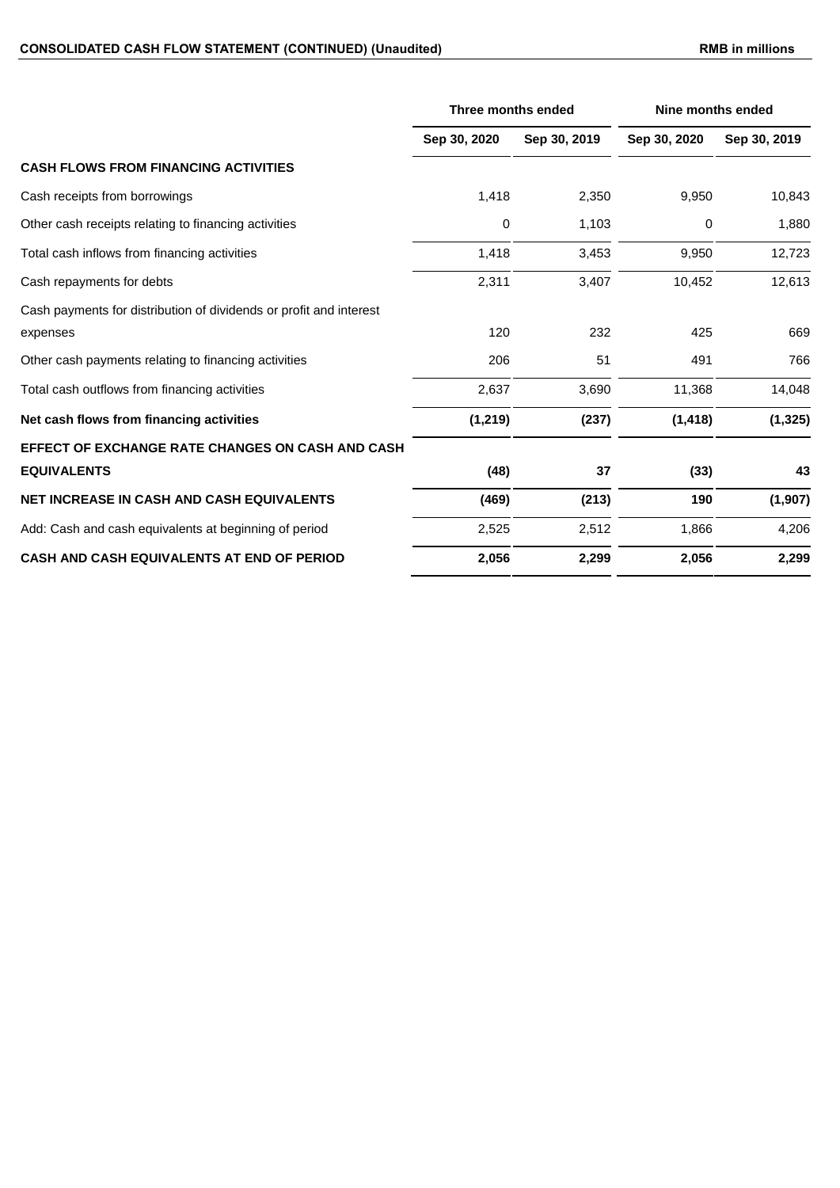**CONSOLIDATED CASH FLOW STATEMENT (CONTINUED) (Unaudited)** **RMB in millions**

| | Three months ended | | Nine months ended | |
|---|---|---|---|---|
| | Sep 30, 2020 | Sep 30, 2019 | Sep 30, 2020 | Sep 30, 2019 |
| **CASH FLOWS FROM FINANCING ACTIVITIES** | | | | |
| Cash receipts from borrowings | 1,418 | 2,350 | 9,950 | 10,843 |
| Other cash receipts relating to financing activities | 0 | 1,103 | 0 | 1,880 |
| Total cash inflows from financing activities | 1,418 | 3,453 | 9,950 | 12,723 |
| Cash repayments for debts | 2,311 | 3,407 | 10,452 | 12,613 |
| Cash payments for distribution of dividends or profit and interest expenses | 120 | 232 | 425 | 669 |
| Other cash payments relating to financing activities | 206 | 51 | 491 | 766 |
| Total cash outflows from financing activities | 2,637 | 3,690 | 11,368 | 14,048 |
| **Net cash flows from financing activities** | **(1,219)** | **(237)** | **(1,418)** | **(1,325)** |
| **EFFECT OF EXCHANGE RATE CHANGES ON CASH AND CASH EQUIVALENTS** | **(48)** | **37** | **(33)** | **43** |
| **NET INCREASE IN CASH AND CASH EQUIVALENTS** | **(469)** | **(213)** | **190** | **(1,907)** |
| Add: Cash and cash equivalents at beginning of period | 2,525 | 2,512 | 1,866 | 4,206 |
| **CASH AND CASH EQUIVALENTS AT END OF PERIOD** | **2,056** | **2,299** | **2,056** | **2,299** |